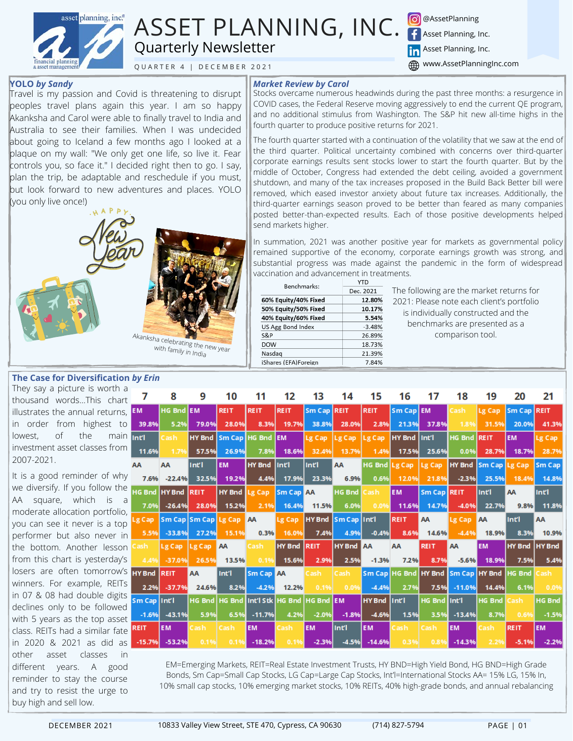# ASSET PLANNING, INC.
## Quarterly Newsletter

QUARTER 4 | DECEMBER 2021

@AssetPlanning
Asset Planning, Inc.
Asset Planning, Inc.
www.AssetPlanningInc.com

### *YOLO by Sandy*

Travel is my passion and Covid is threatening to disrupt peoples travel plans again this year. I am so happy Akanksha and Carol were able to finally travel to India and Australia to see their families. When I was undecided about going to Iceland a few months ago I looked at a plaque on my wall: "We only get one life, so live it. Fear controls you, so face it." I decided right then to go. I say, plan the trip, be adaptable and reschedule if you must, but look forward to new adventures and places. YOLO (you only live once!)

Akanksha celebrating the new year with family in India

### *Market Review by Carol*

Stocks overcame numerous headwinds during the past three months: a resurgence in COVID cases, the Federal Reserve moving aggressively to end the current QE program, and no additional stimulus from Washington. The S&P hit new all-time highs in the fourth quarter to produce positive returns for 2021.

The fourth quarter started with a continuation of the volatility that we saw at the end of the third quarter. Political uncertainty combined with concerns over third-quarter corporate earnings results sent stocks lower to start the fourth quarter. But by the middle of October, Congress had extended the debt ceiling, avoided a government shutdown, and many of the tax increases proposed in the Build Back Better bill were removed, which eased investor anxiety about future tax increases. Additionally, the third-quarter earnings season proved to be better than feared as many companies posted better-than-expected results. Each of those positive developments helped send markets higher.

In summation, 2021 was another positive year for markets as governmental policy remained supportive of the economy, corporate earnings growth was strong, and substantial progress was made against the pandemic in the form of widespread vaccination and advancement in treatments.

| Benchmarks: | YTD Dec. 2021 |
|---|---|
| 60% Equity/40% Fixed | 12.80% |
| 50% Equity/50% Fixed | 10.17% |
| 40% Equity/60% Fixed | 5.54% |
| US Agg Bond Index | -3.48% |
| S&P | 26.89% |
| DOW | 18.73% |
| Nasdaq | 21.39% |
| iShares (EFA)Foreign | 7.84% |

The following are the market returns for 2021: Please note each client's portfolio is individually constructed and the benchmarks are presented as a comparison tool.

### *The Case for Diversification by Erin*

They say a picture is worth a thousand words...This chart illustrates the annual returns, in order from highest to lowest, of the main investment asset classes from 2007-2021.

It is a good reminder of why we diversify. If you follow the AA square, which is a moderate allocation portfolio, you can see it never is a top performer but also never in the bottom. Another lesson from this chart is yesterday's losers are often tomorrow's winners. For example, REITs in 07 & 08 had double digits declines only to be followed with 5 years as the top asset class. REITs had a similar fate in 2020 & 2021 as did as other asset classes in different years. A good reminder to stay the course and try to resist the urge to buy high and sell low.

| 7 | 8 | 9 | 10 | 11 | 12 | 13 | 14 | 15 | 16 | 17 | 18 | 19 | 20 | 21 |
|---|---|---|---|---|---|---|---|---|---|---|---|---|---|---|
| EM 39.8% | HG Bnd 5.2% | EM 79.0% | REIT 28.0% | REIT 8.3% | REIT 19.7% | Sm Cap 38.8% | REIT 28.0% | REIT 2.8% | Sm Cap 21.3% | EM 37.8% | Cash 1.8% | Lg Cap 31.5% | Sm Cap 20.0% | REIT 41.3% |
| Int'l 11.6% | Cash 1.7% | HY Bnd 57.5% | Sm Cap 26.9% | HG Bnd 7.8% | EM 18.6% | Lg Cap 32.4% | Lg Cap 13.7% | Lg Cap 1.4% | HY Bnd 17.5% | Int'l 25.6% | HG Bnd 0.0% | REIT 28.7% | EM 18.7% | Lg Cap 28.7% |
| AA 7.6% | AA -22.4% | Int'l 32.5% | EM 19.2% | HY Bnd 4.4% | Int'l 17.9% | Int'l 23.3% | AA 6.9% | HG Bnd 0.6% | Lg Cap 12.0% | Lg Cap 21.8% | HY Bnd -2.3% | Sm Cap 25.5% | Lg Cap 18.4% | Sm Cap 14.8% |
| HG Bnd 7.0% | HY Bnd -26.4% | REIT 28.0% | HY Bnd 15.2% | Lg Cap 2.1% | Sm Cap 16.4% | AA 11.5% | HG Bnd 6.0% | Cash 0.0% | EM 11.6% | Sm Cap 14.7% | REIT -4.0% | Int'l 22.7% | AA 9.8% | Int'l 11.8% |
| Lg Cap 5.5% | Sm Cap -33.8% | Sm Cap 27.2% | Lg Cap 15.1% | AA 0.3% | Lg Cap 16.0% | HY Bnd 7.4% | Sm Cap 4.9% | Int'l -0.4% | REIT 8.6% | AA 14.6% | Lg Cap -4.4% | AA 18.9% | Int'l 8.3% | AA 10.9% |
| Cash 4.4% | Lg Cap -37.0% | Lg Cap 26.5% | AA 13.5% | Cash 0.1% | HY Bnd 15.6% | REIT 2.9% | HY Bnd 2.5% | AA -1.3% | AA 7.2% | REIT 8.7% | AA -5.6% | EM 18.9% | HY Bnd 7.5% | HY Bnd 5.4% |
| HY Bnd 2.2% | REIT -37.7% | AA 24.6% | Int'l 8.2% | Sm Cap -4.2% | AA 12.2% | Cash 0.1% | Cash 0.0% | Sm Cap -4.4% | HG Bnd 2.7% | HY Bnd 7.5% | Sm Cap -11.0% | HY Bnd 14.4% | HG Bnd 6.1% | Cash 0.0% |
| Sm Cap -1.6% | Int'l -43.1% | HG Bnd 5.9% | HG Bnd 6.5% | Int'l Stk -11.7% | HG Bnd 4.2% | HG Bnd -2.0% | EM -1.8% | HY Bnd -4.6% | Int'l 1.5% | HG Bnd 3.5% | Int'l -13.4% | HG Bnd 8.7% | Cash 0.6% | HG Bnd -1.5% |
| REIT -15.7% | EM -53.2% | Cash 0.1% | Cash 0.1% | EM -18.2% | Cash 0.1% | EM -2.3% | Int'l -4.5% | EM -14.6% | Cash 0.3% | Cash 0.8% | EM -14.3% | Cash 2.2% | REIT -5.1% | EM -2.2% |

EM=Emerging Markets, REIT=Real Estate Investment Trusts, HY BND=High Yield Bond, HG BND=High Grade Bonds, Sm Cap=Small Cap Stocks, LG Cap=Large Cap Stocks, Int'l=International Stocks AA= 15% LG, 15% In, 10% small cap stocks, 10% emerging market stocks, 10% REITs, 40% high-grade bonds, and annual rebalancing

DECEMBER 2021 | 10833 Valley View Street, STE 470, Cypress, CA 90630 | (714) 827-5794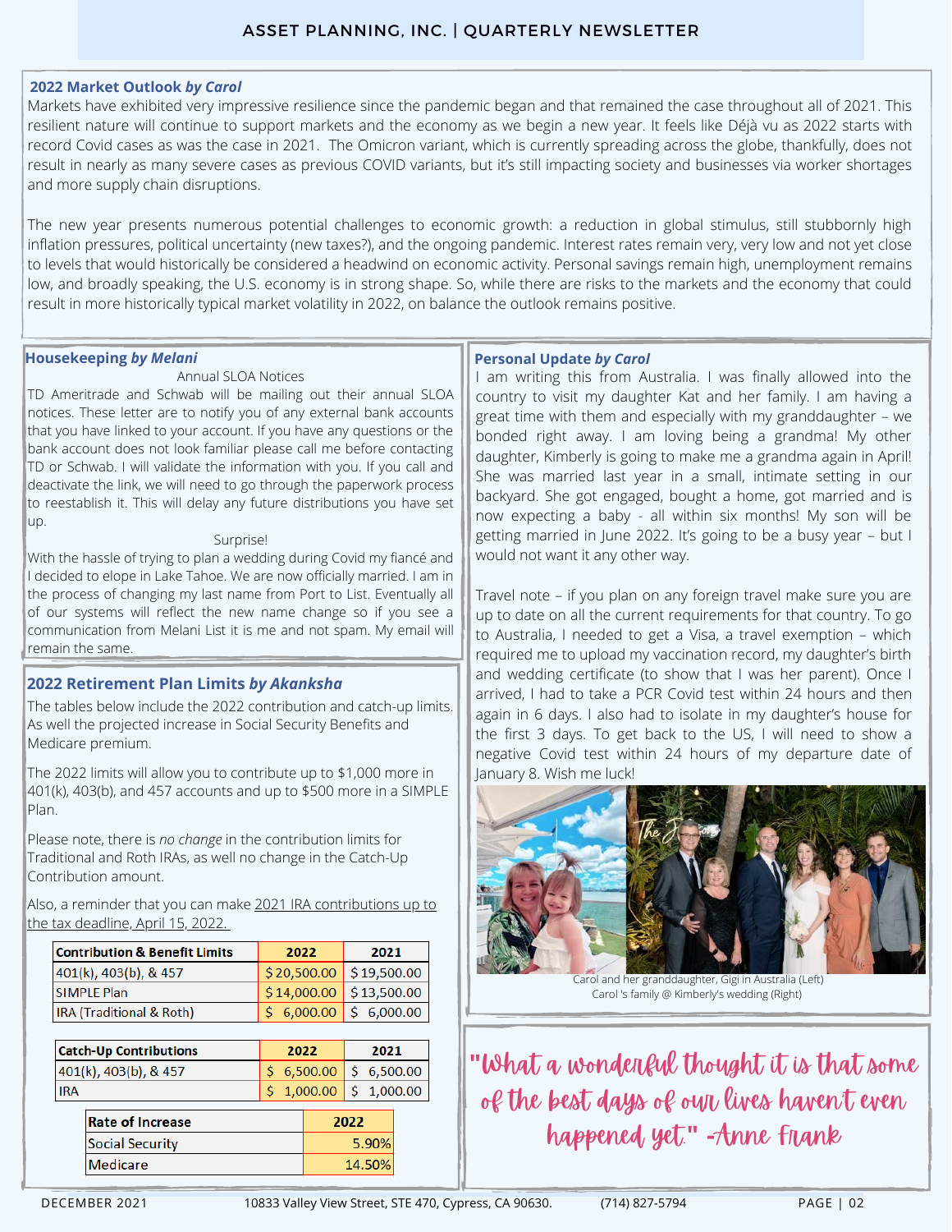## 2022 Market Outlook *by Carol*

Markets have exhibited very impressive resilience since the pandemic began and that remained the case throughout all of 2021. This resilient nature will continue to support markets and the economy as we begin a new year. It feels like Déjà vu as 2022 starts with record Covid cases as was the case in 2021. The Omicron variant, which is currently spreading across the globe, thankfully, does not result in nearly as many severe cases as previous COVID variants, but it's still impacting society and businesses via worker shortages and more supply chain disruptions.

The new year presents numerous potential challenges to economic growth: a reduction in global stimulus, still stubbornly high inflation pressures, political uncertainty (new taxes?), and the ongoing pandemic. Interest rates remain very, very low and not yet close to levels that would historically be considered a headwind on economic activity. Personal savings remain high, unemployment remains low, and broadly speaking, the U.S. economy is in strong shape. So, while there are risks to the markets and the economy that could result in more historically typical market volatility in 2022, on balance the outlook remains positive.

## Housekeeping *by Melani*

Annual SLOA Notices

TD Ameritrade and Schwab will be mailing out their annual SLOA notices. These letter are to notify you of any external bank accounts that you have linked to your account. If you have any questions or the bank account does not look familiar please call me before contacting TD or Schwab. I will validate the information with you. If you call and deactivate the link, we will need to go through the paperwork process to reestablish it. This will delay any future distributions you have set up.

Surprise!

With the hassle of trying to plan a wedding during Covid my fiancé and I decided to elope in Lake Tahoe. We are now officially married. I am in the process of changing my last name from Port to List. Eventually all of our systems will reflect the new name change so if you see a communication from Melani List it is me and not spam. My email will remain the same.

## 2022 Retirement Plan Limits *by Akanksha*

The tables below include the 2022 contribution and catch-up limits. As well the projected increase in Social Security Benefits and Medicare premium.

The 2022 limits will allow you to contribute up to $1,000 more in 401(k), 403(b), and 457 accounts and up to $500 more in a SIMPLE Plan.

Please note, there is *no change* in the contribution limits for Traditional and Roth IRAs, as well no change in the Catch-Up Contribution amount.

Also, a reminder that you can make 2021 IRA contributions up to the tax deadline, April 15, 2022.

| Contribution & Benefit Limits | 2022 | 2021 |
|---|---|---|
| 401(k), 403(b), & 457 | $ 20,500.00 | $ 19,500.00 |
| SIMPLE Plan | $ 14,000.00 | $ 13,500.00 |
| IRA (Traditional & Roth) | $ 6,000.00 | $ 6,000.00 |

| Catch-Up Contributions | 2022 | 2021 |
|---|---|---|
| 401(k), 403(b), & 457 | $ 6,500.00 | $ 6,500.00 |
| IRA | $ 1,000.00 | $ 1,000.00 |

| Rate of Increase | 2022 |
|---|---|
| Social Security | 5.90% |
| Medicare | 14.50% |

## Personal Update *by Carol*

I am writing this from Australia. I was finally allowed into the country to visit my daughter Kat and her family. I am having a great time with them and especially with my granddaughter – we bonded right away. I am loving being a grandma! My other daughter, Kimberly is going to make me a grandma again in April! She was married last year in a small, intimate setting in our backyard. She got engaged, bought a home, got married and is now expecting a baby - all within six months! My son will be getting married in June 2022. It's going to be a busy year – but I would not want it any other way.

Travel note – if you plan on any foreign travel make sure you are up to date on all the current requirements for that country. To go to Australia, I needed to get a Visa, a travel exemption – which required me to upload my vaccination record, my daughter's birth and wedding certificate (to show that I was her parent). Once I arrived, I had to take a PCR Covid test within 24 hours and then again in 6 days. I also had to isolate in my daughter's house for the first 3 days. To get back to the US, I will need to show a negative Covid test within 24 hours of my departure date of January 8. Wish me luck!

Carol and her granddaughter, Gigi in Australia (Left)
Carol's family @ Kimberly's wedding (Right)

"What a wonderful thought it is that some of the best days of our lives haven't even happened yet." -Anne Frank

DECEMBER 2021 10833 Valley View Street, STE 470, Cypress, CA 90630. (714) 827-5794